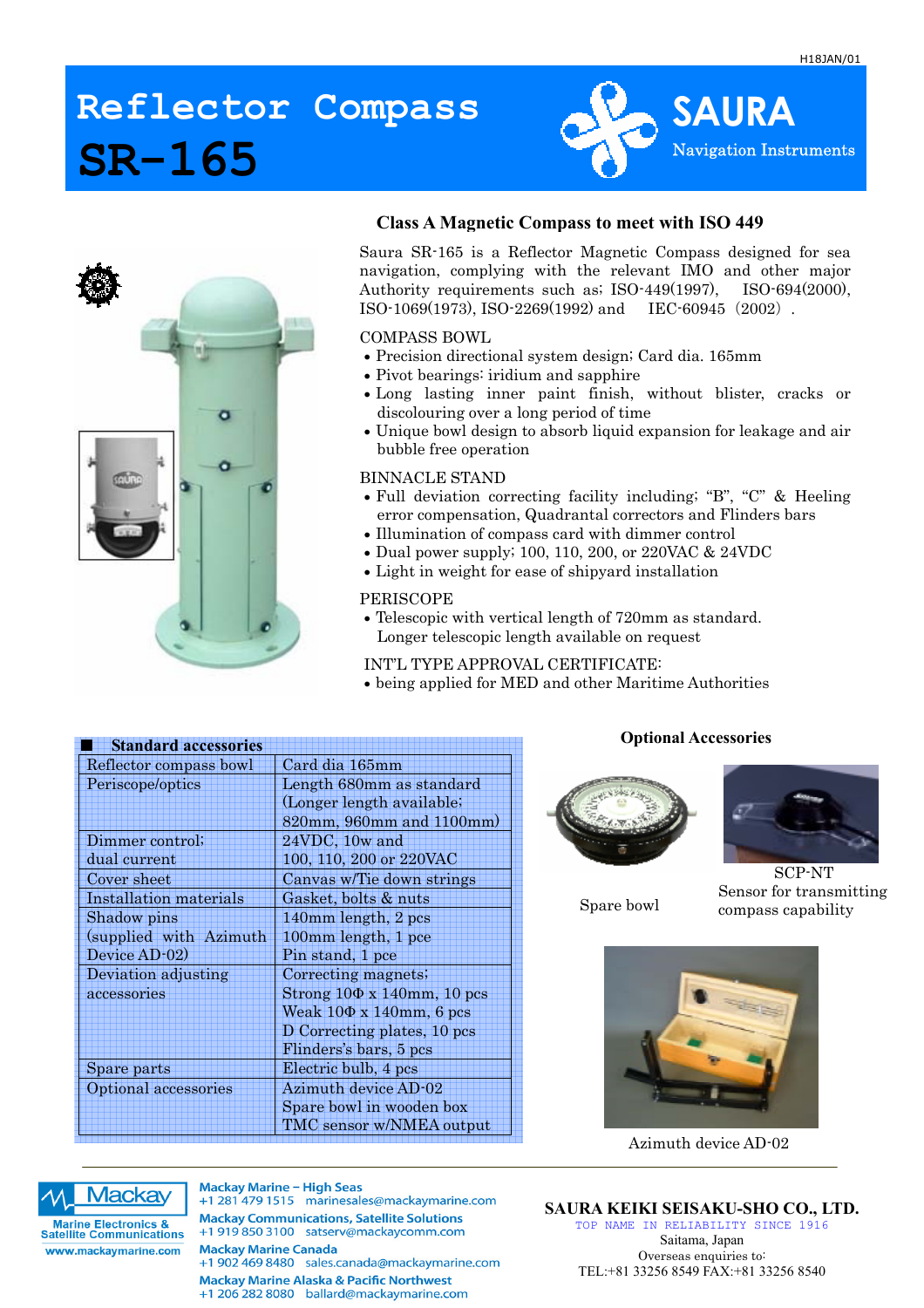# Reflector Compass SR-165

**SAURA** Navigation Instruments

## Class A Magnetic Compass to meet with ISO 449

Saura SR-165 is a Reflector Magnetic Compass designed for sea navigation, complying with the relevant IMO and other major Authority requirements such as; ISO-449(1997), ISO-694(2000), ISO-1069(1973), ISO-2269(1992) and IEC-60945（2002）.

COMPASS BOWL

- Precision directional system design; Card dia. 165mm
- Pivot bearings: iridium and sapphire
- Long lasting inner paint finish, without blister, cracks or discolouring over a long period of time
- Unique bowl design to absorb liquid expansion for leakage and air bubble free operation

BINNACLE STAND

- Full deviation correcting facility including; “B”, “C” & Heeling error compensation, Quadrantal correctors and Flinders bars
- Illumination of compass card with dimmer control
- Dual power supply; 100, 110, 200, or 220VAC & 24VDC
- Light in weight for ease of shipyard installation

PERISCOPE

- Telescopic with vertical length of 720mm as standard. Longer telescopic length available on request

INT'L TYPE APPROVAL CERTIFICATE:

- being applied for MED and other Maritime Authorities

| ■ Standard accessories | |
|---|---|
| Reflector compass bowl | Card dia 165mm |
| Periscope/optics | Length 680mm as standard (Longer length available; 820mm, 960mm and 1100mm) |
| Dimmer control; dual current | 24VDC, 10w and 100, 110, 200 or 220VAC |
| Cover sheet | Canvas w/Tie down strings |
| Installation materials | Gasket, bolts & nuts |
| Shadow pins (supplied with Azimuth Device AD-02) | 140mm length, 2 pcs<br>100mm length, 1 pce<br>Pin stand, 1 pce |
| Deviation adjusting accessories | Correcting magnets;<br>Strong 10Φ x 140mm, 10 pcs<br>Weak 10Φ x 140mm, 6 pcs<br>D Correcting plates, 10 pcs<br>Flinders's bars, 5 pcs |
| Spare parts | Electric bulb, 4 pcs |
| Optional accessories | Azimuth device AD-02<br>Spare bowl in wooden box<br>TMC sensor w/NMEA output |

**Optional Accessories**

Spare bowl

SCP-NT
Sensor for transmitting compass capability

Azimuth device AD-02

**Mackay** Marine Electronics & Satellite Communications
www.mackaymarine.com

**Mackay Marine – High Seas**
+1 281 479 1515 marinesales@mackaymarine.com

**Mackay Communications, Satellite Solutions**
+1 919 850 3100 satserv@mackaycomm.com

**Mackay Marine Canada**
+1 902 469 8480 sales.canada@mackaymarine.com

**Mackay Marine Alaska & Pacific Northwest**
+1 206 282 8080 ballard@mackaymarine.com

**SAURA KEIKI SEISAKU-SHO CO., LTD.**
TOP NAME IN RELIABILITY SINCE 1916
Saitama, Japan
Overseas enquiries to:
TEL:+81 33256 8549 FAX:+81 33256 8540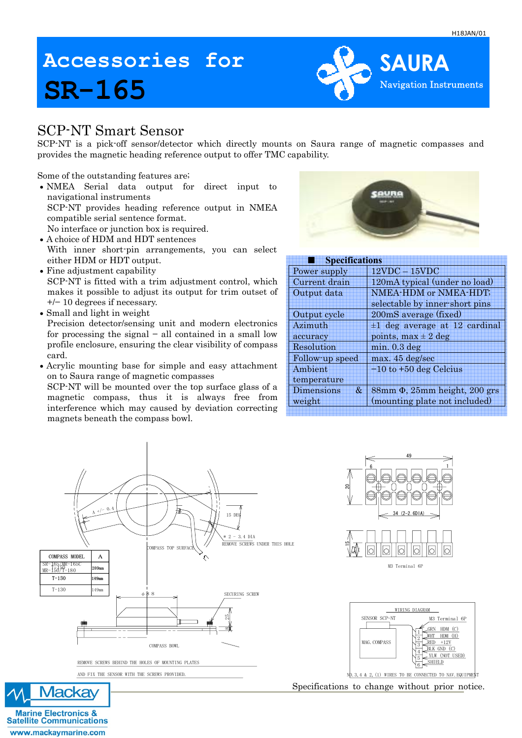# Accessories for SR-165

SAURA Navigation Instruments

## SCP-NT Smart Sensor

SCP-NT is a pick-off sensor/detector which directly mounts on Saura range of magnetic compasses and provides the magnetic heading reference output to offer TMC capability.

Some of the outstanding features are;

- NMEA Serial data output for direct input to navigational instruments
  SCP-NT provides heading reference output in NMEA compatible serial sentence format.
  No interface or junction box is required.
- A choice of HDM and HDT sentences
  With inner short-pin arrangements, you can select either HDM or HDT output.
- Fine adjustment capability
  SCP-NT is fitted with a trim adjustment control, which makes it possible to adjust its output for trim outset of +/− 10 degrees if necessary.
- Small and light in weight
  Precision detector/sensing unit and modern electronics for processing the signal − all contained in a small low profile enclosure, ensuring the clear visibility of compass card.
- Acrylic mounting base for simple and easy attachment on to Saura range of magnetic compasses
  SCP-NT will be mounted over the top surface glass of a magnetic compass, thus it is always free from interference which may caused by deviation correcting magnets beneath the compass bowl.

### Specifications

| | |
|---|---|
| Power supply | 12VDC – 15VDC |
| Current drain | 120mA typical (under no load) |
| Output data | NMEA-HDM or NMEA-HDT; selectable by inner-short pins |
| Output cycle | 200mS average (fixed) |
| Azimuth accuracy | ±1 deg average at 12 cardinal points, max ± 2 deg |
| Resolution | min. 0.3 deg |
| Follow-up speed | max. 45 deg/sec |
| Ambient temperature | −10 to +50 deg Celcius |
| Dimensions & weight | 88mm Φ, 25mm height, 200 grs (mounting plate not included) |

| COMPASS MODEL | A |
|---|---|
| SR-165/MR-165C MR-150/T-180 | 209mm |
| T-130 | 189mm |
| T-130 | 149mm |

A +/- 0.4

15 DEG

2 - 3.4 DIA
REMOVE SCREWS UNDER THIS HOLE

COMPASS TOP SURFACE

φ 88

SECURING SCREW

25

COMPASS BOWL

REMOVE SCREWS BEHIND THE HOLES OF MOUNTING PLATES
AND FIX THE SENSOR WITH THE SCREWS PROVIDED.

49

6 1

20

34 (2-2.6DIA)

15

M3 Terminal 6P

WIRING DIAGRAM

SENSOR SCP-NT

MAG. COMPASS

M3 Terminal 6P

1 GRN HDM (C)
2 WHT HDM (H)
3 RED +12V
4 BLK GND (C)
5 YLW (NOT USED)
6 SHIELD

NO.3,4 & 2,(1) WIRES TO BE CONNECTED TO NAV.EQUIPMENT

Specifications to change without prior notice.

Mackay
Marine Electronics & Satellite Communications
www.mackaymarine.com